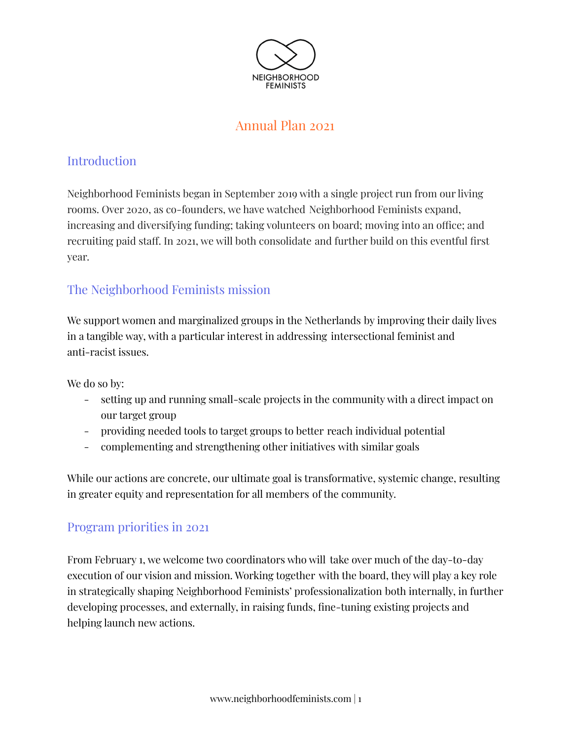NEIGHBORHOOD FEMINISTS

# Annual Plan 2021

## Introduction

Neighborhood Feminists began in September 2019 with a single project run from our living rooms. Over 2020, as co-founders, we have watched Neighborhood Feminists expand, increasing and diversifying funding; taking volunteers on board; moving into an office; and recruiting paid staff. In 2021, we will both consolidate and further build on this eventful first year.

## The Neighborhood Feminists mission

We support women and marginalized groups in the Netherlands by improving their daily lives in a tangible way, with a particular interest in addressing intersectional feminist and anti-racist issues.

We do so by:

- setting up and running small-scale projects in the community with a direct impact on our target group
- providing needed tools to target groups to better reach individual potential
- complementing and strengthening other initiatives with similar goals

While our actions are concrete, our ultimate goal is transformative, systemic change, resulting in greater equity and representation for all members of the community.

## Program priorities in 2021

From February 1, we welcome two coordinators who will take over much of the day-to-day execution of our vision and mission. Working together with the board, they will play a key role in strategically shaping Neighborhood Feminists' professionalization both internally, in further developing processes, and externally, in raising funds, fine-tuning existing projects and helping launch new actions.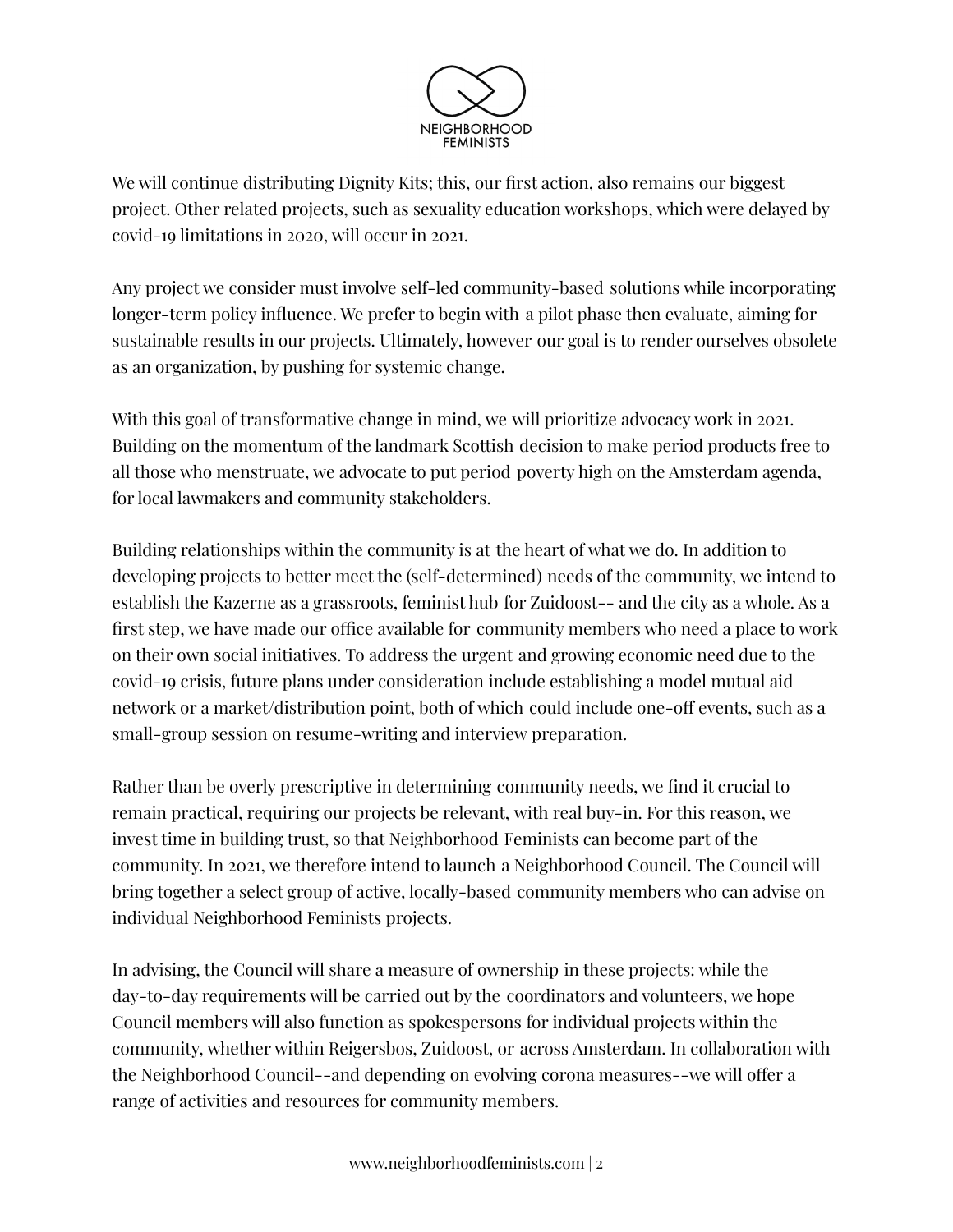We will continue distributing Dignity Kits; this, our first action, also remains our biggest project. Other related projects, such as sexuality education workshops, which were delayed by covid-19 limitations in 2020, will occur in 2021.

Any project we consider must involve self-led community-based solutions while incorporating longer-term policy influence. We prefer to begin with a pilot phase then evaluate, aiming for sustainable results in our projects. Ultimately, however our goal is to render ourselves obsolete as an organization, by pushing for systemic change.

With this goal of transformative change in mind, we will prioritize advocacy work in 2021. Building on the momentum of the landmark Scottish decision to make period products free to all those who menstruate, we advocate to put period poverty high on the Amsterdam agenda, for local lawmakers and community stakeholders.

Building relationships within the community is at the heart of what we do. In addition to developing projects to better meet the (self-determined) needs of the community, we intend to establish the Kazerne as a grassroots, feminist hub for Zuidoost-- and the city as a whole. As a first step, we have made our office available for community members who need a place to work on their own social initiatives. To address the urgent and growing economic need due to the covid-19 crisis, future plans under consideration include establishing a model mutual aid network or a market/distribution point, both of which could include one-off events, such as a small-group session on resume-writing and interview preparation.

Rather than be overly prescriptive in determining community needs, we find it crucial to remain practical, requiring our projects be relevant, with real buy-in. For this reason, we invest time in building trust, so that Neighborhood Feminists can become part of the community. In 2021, we therefore intend to launch a Neighborhood Council. The Council will bring together a select group of active, locally-based community members who can advise on individual Neighborhood Feminists projects.

In advising, the Council will share a measure of ownership in these projects: while the day-to-day requirements will be carried out by the coordinators and volunteers, we hope Council members will also function as spokespersons for individual projects within the community, whether within Reigersbos, Zuidoost, or across Amsterdam. In collaboration with the Neighborhood Council--and depending on evolving corona measures--we will offer a range of activities and resources for community members.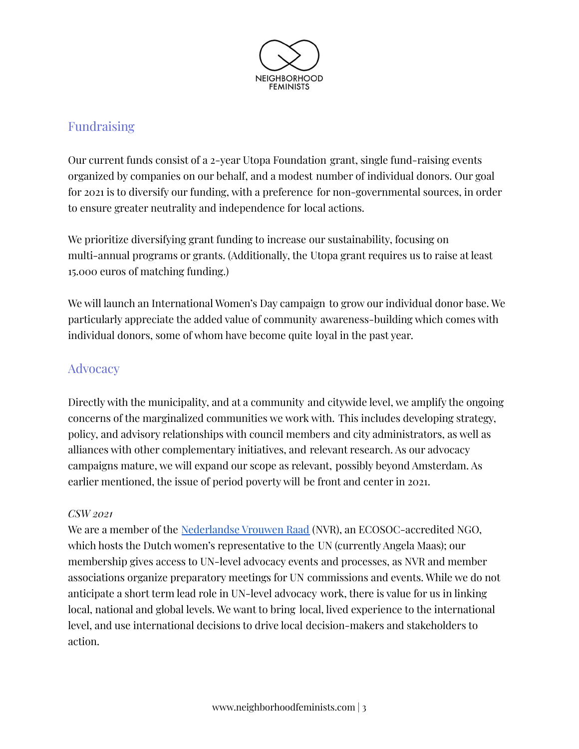## Fundraising

Our current funds consist of a 2-year Utopa Foundation grant, single fund-raising events organized by companies on our behalf, and a modest number of individual donors. Our goal for 2021 is to diversify our funding, with a preference for non-governmental sources, in order to ensure greater neutrality and independence for local actions.

We prioritize diversifying grant funding to increase our sustainability, focusing on multi-annual programs or grants. (Additionally, the Utopa grant requires us to raise at least 15.000 euros of matching funding.)

We will launch an International Women's Day campaign to grow our individual donor base. We particularly appreciate the added value of community awareness-building which comes with individual donors, some of whom have become quite loyal in the past year.

## Advocacy

Directly with the municipality, and at a community and citywide level, we amplify the ongoing concerns of the marginalized communities we work with. This includes developing strategy, policy, and advisory relationships with council members and city administrators, as well as alliances with other complementary initiatives, and relevant research. As our advocacy campaigns mature, we will expand our scope as relevant, possibly beyond Amsterdam. As earlier mentioned, the issue of period poverty will be front and center in 2021.

*CSW 2021*

We are a member of the [Nederlandse Vrouwen Raad] (NVR), an ECOSOC-accredited NGO, which hosts the Dutch women's representative to the UN (currently Angela Maas); our membership gives access to UN-level advocacy events and processes, as NVR and member associations organize preparatory meetings for UN commissions and events. While we do not anticipate a short term lead role in UN-level advocacy work, there is value for us in linking local, national and global levels. We want to bring local, lived experience to the international level, and use international decisions to drive local decision-makers and stakeholders to action.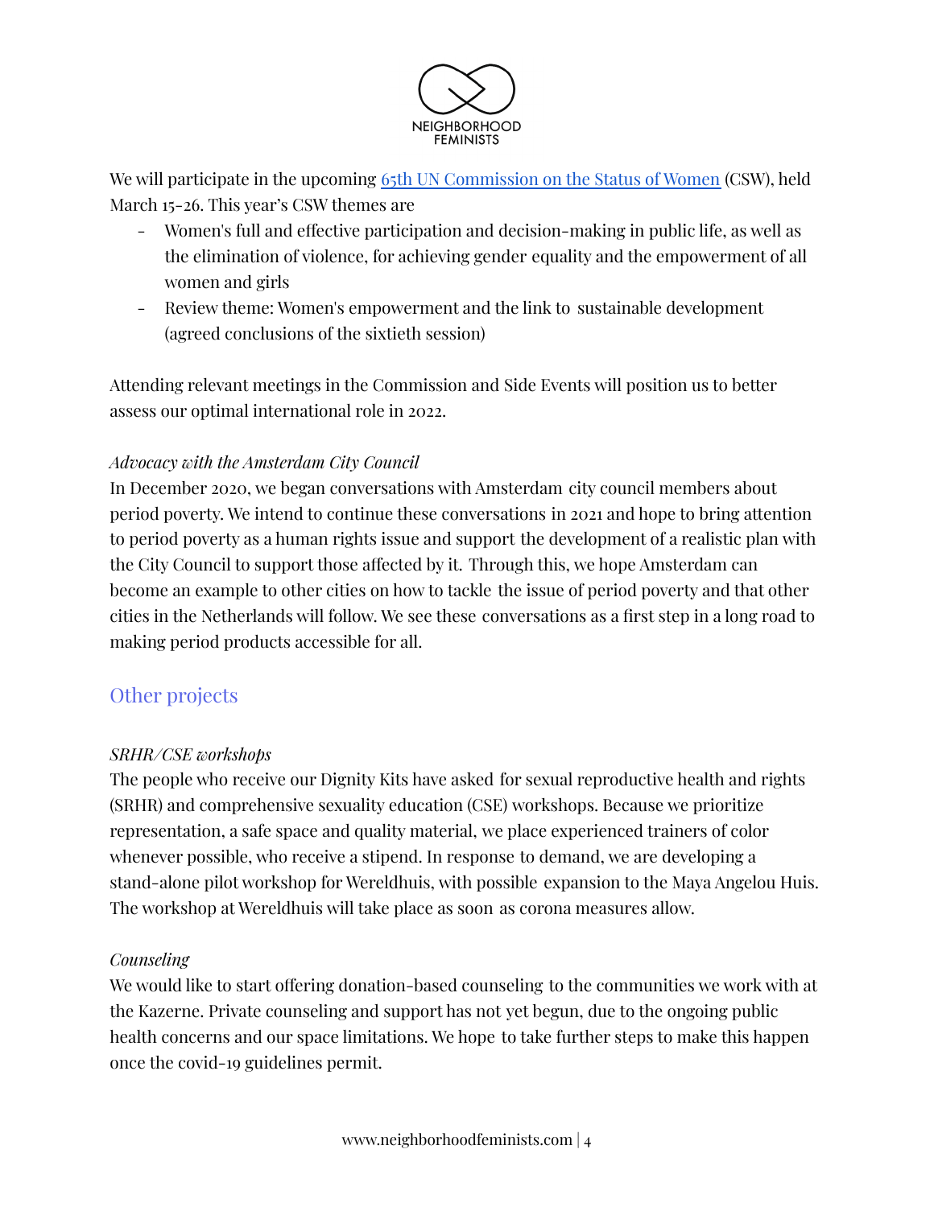We will participate in the upcoming [65th UN Commission on the Status of Women](#) (CSW), held March 15-26. This year's CSW themes are

- Women's full and effective participation and decision-making in public life, as well as the elimination of violence, for achieving gender equality and the empowerment of all women and girls
- Review theme: Women's empowerment and the link to sustainable development (agreed conclusions of the sixtieth session)

Attending relevant meetings in the Commission and Side Events will position us to better assess our optimal international role in 2022.

*Advocacy with the Amsterdam City Council*

In December 2020, we began conversations with Amsterdam city council members about period poverty. We intend to continue these conversations in 2021 and hope to bring attention to period poverty as a human rights issue and support the development of a realistic plan with the City Council to support those affected by it. Through this, we hope Amsterdam can become an example to other cities on how to tackle the issue of period poverty and that other cities in the Netherlands will follow. We see these conversations as a first step in a long road to making period products accessible for all.

## Other projects

*SRHR/CSE workshops*

The people who receive our Dignity Kits have asked for sexual reproductive health and rights (SRHR) and comprehensive sexuality education (CSE) workshops. Because we prioritize representation, a safe space and quality material, we place experienced trainers of color whenever possible, who receive a stipend. In response to demand, we are developing a stand-alone pilot workshop for Wereldhuis, with possible expansion to the Maya Angelou Huis. The workshop at Wereldhuis will take place as soon as corona measures allow.

*Counseling*

We would like to start offering donation-based counseling to the communities we work with at the Kazerne. Private counseling and support has not yet begun, due to the ongoing public health concerns and our space limitations. We hope to take further steps to make this happen once the covid-19 guidelines permit.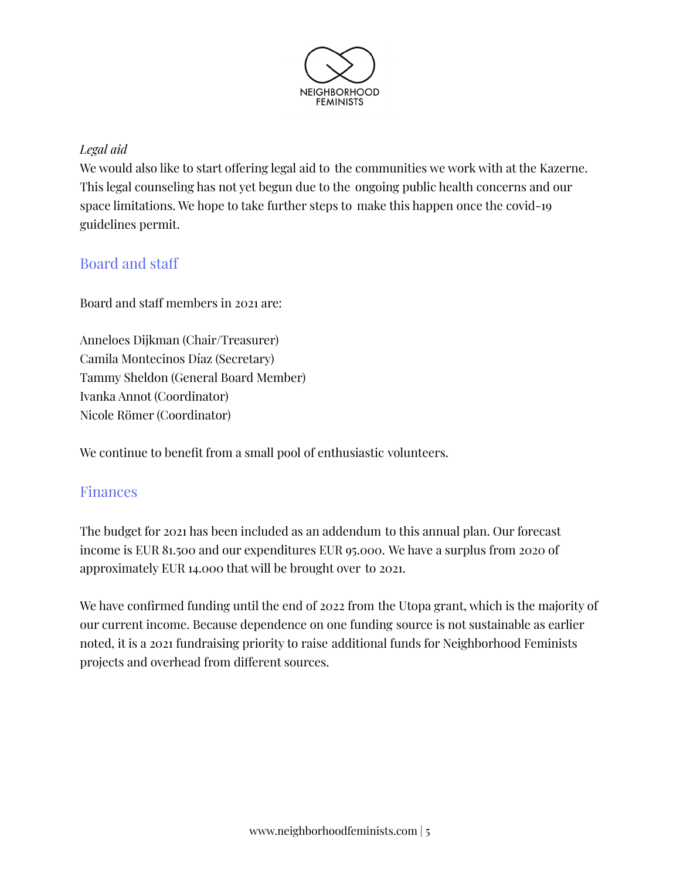*Legal aid*

We would also like to start offering legal aid to the communities we work with at the Kazerne. This legal counseling has not yet begun due to the ongoing public health concerns and our space limitations. We hope to take further steps to make this happen once the covid-19 guidelines permit.

## Board and staff

Board and staff members in 2021 are:

Anneloes Dijkman (Chair/Treasurer)
Camila Montecinos Díaz (Secretary)
Tammy Sheldon (General Board Member)
Ivanka Annot (Coordinator)
Nicole Römer (Coordinator)

We continue to benefit from a small pool of enthusiastic volunteers.

## Finances

The budget for 2021 has been included as an addendum to this annual plan. Our forecast income is EUR 81.500 and our expenditures EUR 95.000. We have a surplus from 2020 of approximately EUR 14.000 that will be brought over to 2021.

We have confirmed funding until the end of 2022 from the Utopa grant, which is the majority of our current income. Because dependence on one funding source is not sustainable as earlier noted, it is a 2021 fundraising priority to raise additional funds for Neighborhood Feminists projects and overhead from different sources.